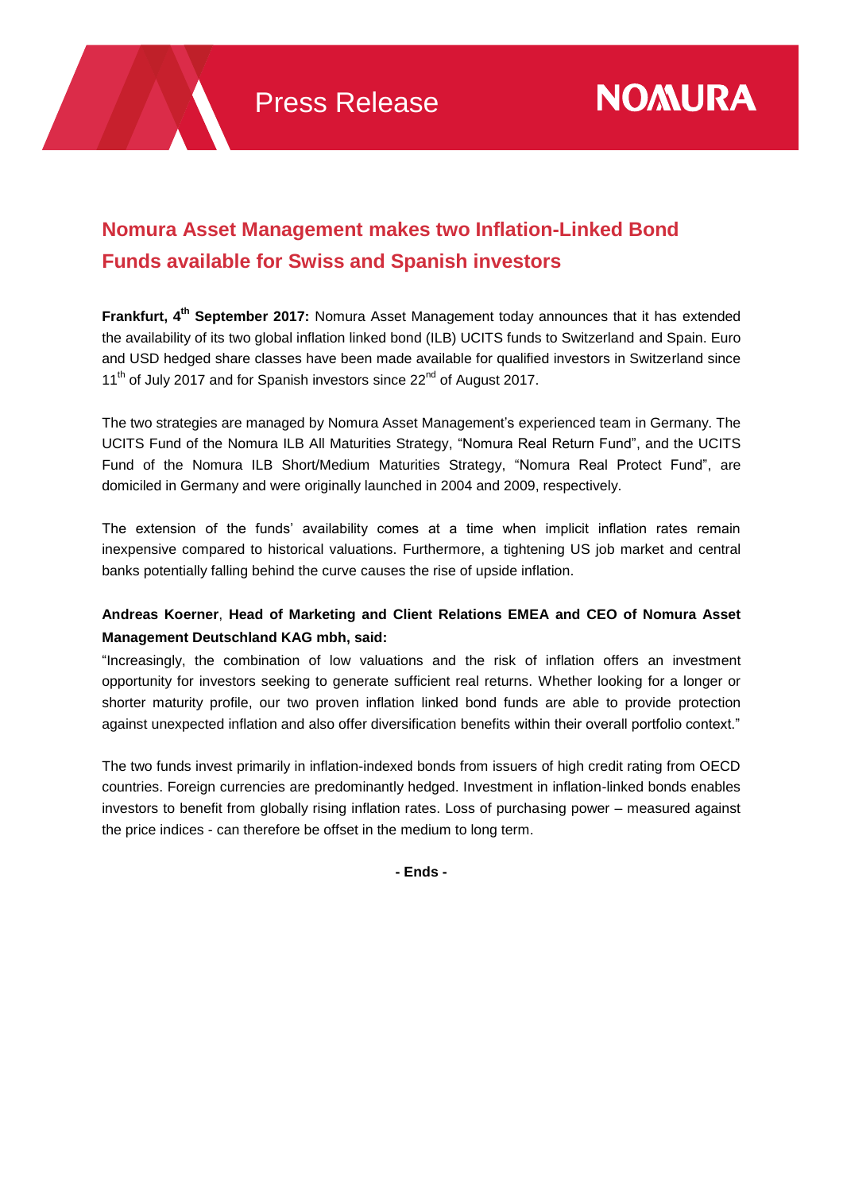Press Release

NOMURA

# Nomura Asset Management makes two Inflation-Linked Bond Funds available for Swiss and Spanish investors

**Frankfurt, 4th September 2017:** Nomura Asset Management today announces that it has extended the availability of its two global inflation linked bond (ILB) UCITS funds to Switzerland and Spain. Euro and USD hedged share classes have been made available for qualified investors in Switzerland since 11th of July 2017 and for Spanish investors since 22nd of August 2017.

The two strategies are managed by Nomura Asset Management's experienced team in Germany. The UCITS Fund of the Nomura ILB All Maturities Strategy, "Nomura Real Return Fund", and the UCITS Fund of the Nomura ILB Short/Medium Maturities Strategy, "Nomura Real Protect Fund", are domiciled in Germany and were originally launched in 2004 and 2009, respectively.

The extension of the funds' availability comes at a time when implicit inflation rates remain inexpensive compared to historical valuations. Furthermore, a tightening US job market and central banks potentially falling behind the curve causes the rise of upside inflation.

**Andreas Koerner**, **Head of Marketing and Client Relations EMEA and CEO of Nomura Asset Management Deutschland KAG mbh, said:**

"Increasingly, the combination of low valuations and the risk of inflation offers an investment opportunity for investors seeking to generate sufficient real returns. Whether looking for a longer or shorter maturity profile, our two proven inflation linked bond funds are able to provide protection against unexpected inflation and also offer diversification benefits within their overall portfolio context."

The two funds invest primarily in inflation-indexed bonds from issuers of high credit rating from OECD countries. Foreign currencies are predominantly hedged. Investment in inflation-linked bonds enables investors to benefit from globally rising inflation rates. Loss of purchasing power – measured against the price indices - can therefore be offset in the medium to long term.

**- Ends -**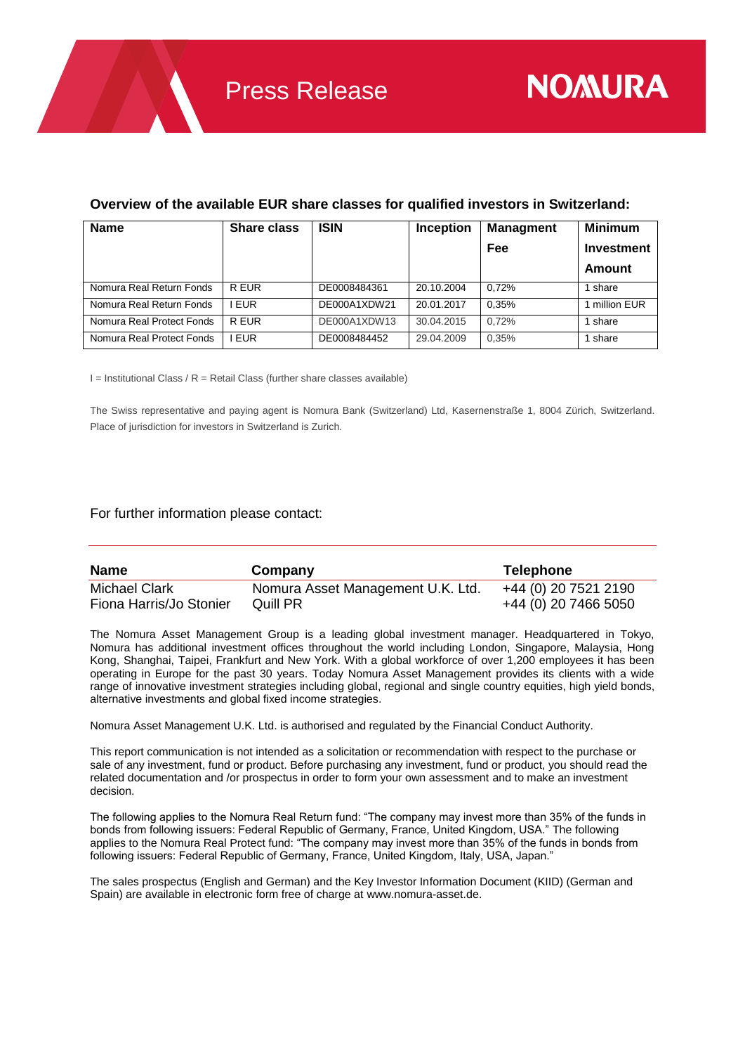### Overview of the available EUR share classes for qualified investors in Switzerland:

| Name | Share class | ISIN | Inception | Managment Fee | Minimum Investment Amount |
|---|---|---|---|---|---|
| Nomura Real Return Fonds | R EUR | DE0008484361 | 20.10.2004 | 0,72% | 1 share |
| Nomura Real Return Fonds | I EUR | DE000A1XDW21 | 20.01.2017 | 0,35% | 1 million EUR |
| Nomura Real Protect Fonds | R EUR | DE000A1XDW13 | 30.04.2015 | 0,72% | 1 share |
| Nomura Real Protect Fonds | I EUR | DE0008484452 | 29.04.2009 | 0,35% | 1 share |

I = Institutional Class / R = Retail Class (further share classes available)

The Swiss representative and paying agent is Nomura Bank (Switzerland) Ltd, Kasernenstraße 1, 8004 Zürich, Switzerland. Place of jurisdiction for investors in Switzerland is Zurich.

For further information please contact:

| Name | Company | Telephone |
|---|---|---|
| Michael Clark | Nomura Asset Management U.K. Ltd. | +44 (0) 20 7521 2190 |
| Fiona Harris/Jo Stonier | Quill PR | +44 (0) 20 7466 5050 |

The Nomura Asset Management Group is a leading global investment manager. Headquartered in Tokyo, Nomura has additional investment offices throughout the world including London, Singapore, Malaysia, Hong Kong, Shanghai, Taipei, Frankfurt and New York. With a global workforce of over 1,200 employees it has been operating in Europe for the past 30 years. Today Nomura Asset Management provides its clients with a wide range of innovative investment strategies including global, regional and single country equities, high yield bonds, alternative investments and global fixed income strategies.

Nomura Asset Management U.K. Ltd. is authorised and regulated by the Financial Conduct Authority.

This report communication is not intended as a solicitation or recommendation with respect to the purchase or sale of any investment, fund or product. Before purchasing any investment, fund or product, you should read the related documentation and /or prospectus in order to form your own assessment and to make an investment decision.

The following applies to the Nomura Real Return fund: "The company may invest more than 35% of the funds in bonds from following issuers: Federal Republic of Germany, France, United Kingdom, USA." The following applies to the Nomura Real Protect fund: "The company may invest more than 35% of the funds in bonds from following issuers: Federal Republic of Germany, France, United Kingdom, Italy, USA, Japan."

The sales prospectus (English and German) and the Key Investor Information Document (KIID) (German and Spain) are available in electronic form free of charge at www.nomura-asset.de.